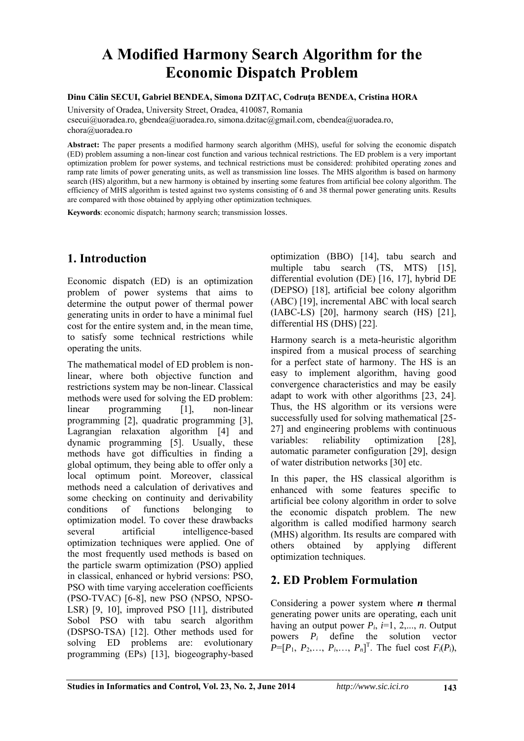# A Modified Harmony Search Algorithm for the Economic Dispatch Problem

**Dinu Călin SECUI, Gabriel BENDEA, Simona DZIŢAC, Codruţa BENDEA, Cristina HORA**

University of Oradea, University Street, Oradea, 410087, Romania

csecui@uoradea.ro, gbendea@uoradea.ro, simona.dzitac@gmail.com, cbendea@uoradea.ro, chora@uoradea.ro

**Abstract:** The paper presents a modified harmony search algorithm (MHS), useful for solving the economic dispatch (ED) problem assuming a non-linear cost function and various technical restrictions. The ED problem is a very important optimization problem for power systems, and technical restrictions must be considered: prohibited operating zones and ramp rate limits of power generating units, as well as transmission line losses. The MHS algorithm is based on harmony search (HS) algorithm, but a new harmony is obtained by inserting some features from artificial bee colony algorithm. The efficiency of MHS algorithm is tested against two systems consisting of 6 and 38 thermal power generating units. Results are compared with those obtained by applying other optimization techniques.

**Keywords**: economic dispatch; harmony search; transmission losses.

## 1. Introduction

Economic dispatch (ED) is an optimization problem of power systems that aims to determine the output power of thermal power generating units in order to have a minimal fuel cost for the entire system and, in the mean time, to satisfy some technical restrictions while operating the units.

The mathematical model of ED problem is non-linear, where both objective function and restrictions system may be non-linear. Classical methods were used for solving the ED problem: linear programming [1], non-linear programming [2], quadratic programming [3], Lagrangian relaxation algorithm [4] and dynamic programming [5]. Usually, these methods have got difficulties in finding a global optimum, they being able to offer only a local optimum point. Moreover, classical methods need a calculation of derivatives and some checking on continuity and derivability conditions of functions belonging to optimization model. To cover these drawbacks several artificial intelligence-based optimization techniques were applied. One of the most frequently used methods is based on the particle swarm optimization (PSO) applied in classical, enhanced or hybrid versions: PSO, PSO with time varying acceleration coefficients (PSO-TVAC) [6-8], new PSO (NPSO, NPSO-LSR) [9, 10], improved PSO [11], distributed Sobol PSO with tabu search algorithm (DSPSO-TSA) [12]. Other methods used for solving ED problems are: evolutionary programming (EPs) [13], biogeography-based optimization (BBO) [14], tabu search and multiple tabu search (TS, MTS) [15], differential evolution (DE) [16, 17], hybrid DE (DEPSO) [18], artificial bee colony algorithm (ABC) [19], incremental ABC with local search (IABC-LS) [20], harmony search (HS) [21], differential HS (DHS) [22].

Harmony search is a meta-heuristic algorithm inspired from a musical process of searching for a perfect state of harmony. The HS is an easy to implement algorithm, having good convergence characteristics and may be easily adapt to work with other algorithms [23, 24]. Thus, the HS algorithm or its versions were successfully used for solving mathematical [25-27] and engineering problems with continuous variables: reliability optimization [28], automatic parameter configuration [29], design of water distribution networks [30] etc.

In this paper, the HS classical algorithm is enhanced with some features specific to artificial bee colony algorithm in order to solve the economic dispatch problem. The new algorithm is called modified harmony search (MHS) algorithm. Its results are compared with others obtained by applying different optimization techniques.

## 2. ED Problem Formulation

Considering a power system where $\boldsymbol{n}$ thermal generating power units are operating, each unit having an output power $P_i$, $i$=1, 2,..., $n$. Output powers $P_i$ define the solution vector $P=[P_1, P_2,\ldots, P_i,\ldots, P_n]^T$. The fuel cost $F_i(P_i)$,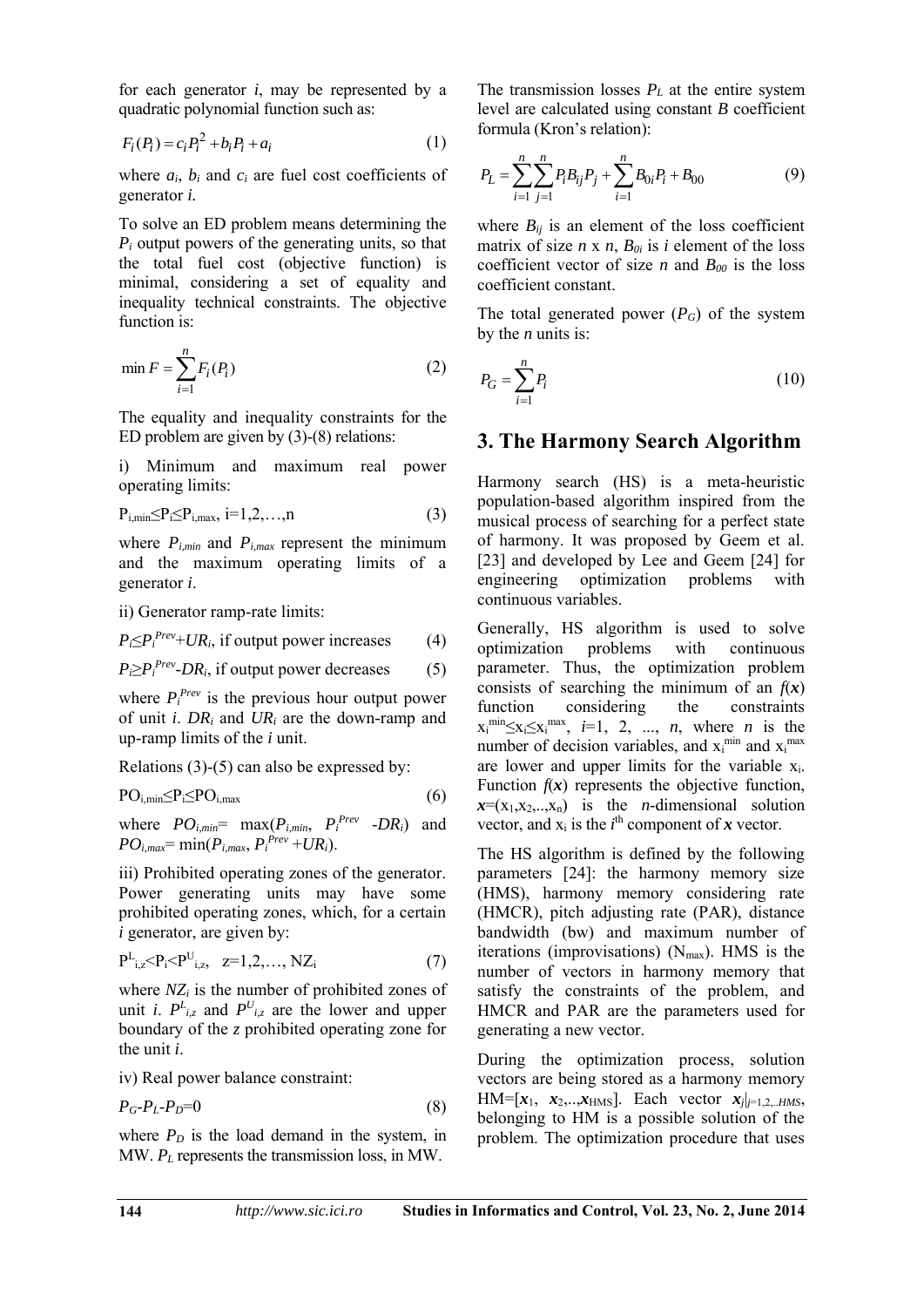for each generator $i$, may be represented by a quadratic polynomial function such as:

$$F_i(P_i) = c_i P_i^2 + b_i P_i + a_i \tag{1}$$

where $a_i$, $b_i$ and $c_i$ are fuel cost coefficients of generator $i$.

To solve an ED problem means determining the $P_i$ output powers of the generating units, so that the total fuel cost (objective function) is minimal, considering a set of equality and inequality technical constraints. The objective function is:

$$\min F = \sum_{i=1}^{n} F_i(P_i) \tag{2}$$

The equality and inequality constraints for the ED problem are given by (3)-(8) relations:

i) Minimum and maximum real power operating limits:

$$P_{i,min} \le P_i \le P_{i,max},\ i=1,2,\ldots,n \tag{3}$$

where $P_{i,min}$ and $P_{i,max}$ represent the minimum and the maximum operating limits of a generator $i$.

ii) Generator ramp-rate limits:

$$P_i \le P_i^{Prev} + UR_i, \text{ if output power increases} \tag{4}$$

$$P_i \ge P_i^{Prev} - DR_i, \text{ if output power decreases} \tag{5}$$

where $P_i^{Prev}$ is the previous hour output power of unit $i$. $DR_i$ and $UR_i$ are the down-ramp and up-ramp limits of the $i$ unit.

Relations (3)-(5) can also be expressed by:

$$PO_{i,min} \le P_i \le PO_{i,max} \tag{6}$$

where $PO_{i,min} = \max(P_{i,min}, P_i^{Prev} - DR_i)$ and $PO_{i,max} = \min(P_{i,max}, P_i^{Prev} + UR_i)$.

iii) Prohibited operating zones of the generator. Power generating units may have some prohibited operating zones, which, for a certain $i$ generator, are given by:

$$P^L_{i,z} < P_i < P^U_{i,z},\quad z=1,2,\ldots, NZ_i \tag{7}$$

where $NZ_i$ is the number of prohibited zones of unit $i$. $P^L_{i,z}$ and $P^U_{i,z}$ are the lower and upper boundary of the $z$ prohibited operating zone for the unit $i$.

iv) Real power balance constraint:

$$P_G - P_L - P_D = 0 \tag{8}$$

where $P_D$ is the load demand in the system, in MW. $P_L$ represents the transmission loss, in MW.

The transmission losses $P_L$ at the entire system level are calculated using constant $B$ coefficient formula (Kron's relation):

$$P_L = \sum_{i=1}^{n}\sum_{j=1}^{n} P_i B_{ij} P_j + \sum_{i=1}^{n} B_{0i} P_i + B_{00} \tag{9}$$

where $B_{ij}$ is an element of the loss coefficient matrix of size $n$ x $n$, $B_{0i}$ is $i$ element of the loss coefficient vector of size $n$ and $B_{00}$ is the loss coefficient constant.

The total generated power ($P_G$) of the system by the $n$ units is:

$$P_G = \sum_{i=1}^{n} P_i \tag{10}$$

## 3. The Harmony Search Algorithm

Harmony search (HS) is a meta-heuristic population-based algorithm inspired from the musical process of searching for a perfect state of harmony. It was proposed by Geem et al. [23] and developed by Lee and Geem [24] for engineering optimization problems with continuous variables.

Generally, HS algorithm is used to solve optimization problems with continuous parameter. Thus, the optimization problem consists of searching the minimum of an $f(\boldsymbol{x})$ function considering the constraints $x_i^{min} \le x_i \le x_i^{max}$, $i=1, 2, \ldots, n$, where $n$ is the number of decision variables, and $x_i^{min}$ and $x_i^{max}$ are lower and upper limits for the variable $x_i$. Function $f(\boldsymbol{x})$ represents the objective function, $\boldsymbol{x}=(x_1,x_2,\ldots,x_n)$ is the $n$-dimensional solution vector, and $x_i$ is the $i^{th}$ component of $\boldsymbol{x}$ vector.

The HS algorithm is defined by the following parameters [24]: the harmony memory size (HMS), harmony memory considering rate (HMCR), pitch adjusting rate (PAR), distance bandwidth (bw) and maximum number of iterations (improvisations) ($N_{max}$). HMS is the number of vectors in harmony memory that satisfy the constraints of the problem, and HMCR and PAR are the parameters used for generating a new vector.

During the optimization process, solution vectors are being stored as a harmony memory HM=[$\boldsymbol{x}_1$, $\boldsymbol{x}_2$,..,$\boldsymbol{x}_{HMS}$]. Each vector $\boldsymbol{x}_j|_{j=1,2,..HMS}$, belonging to HM is a possible solution of the problem. The optimization procedure that uses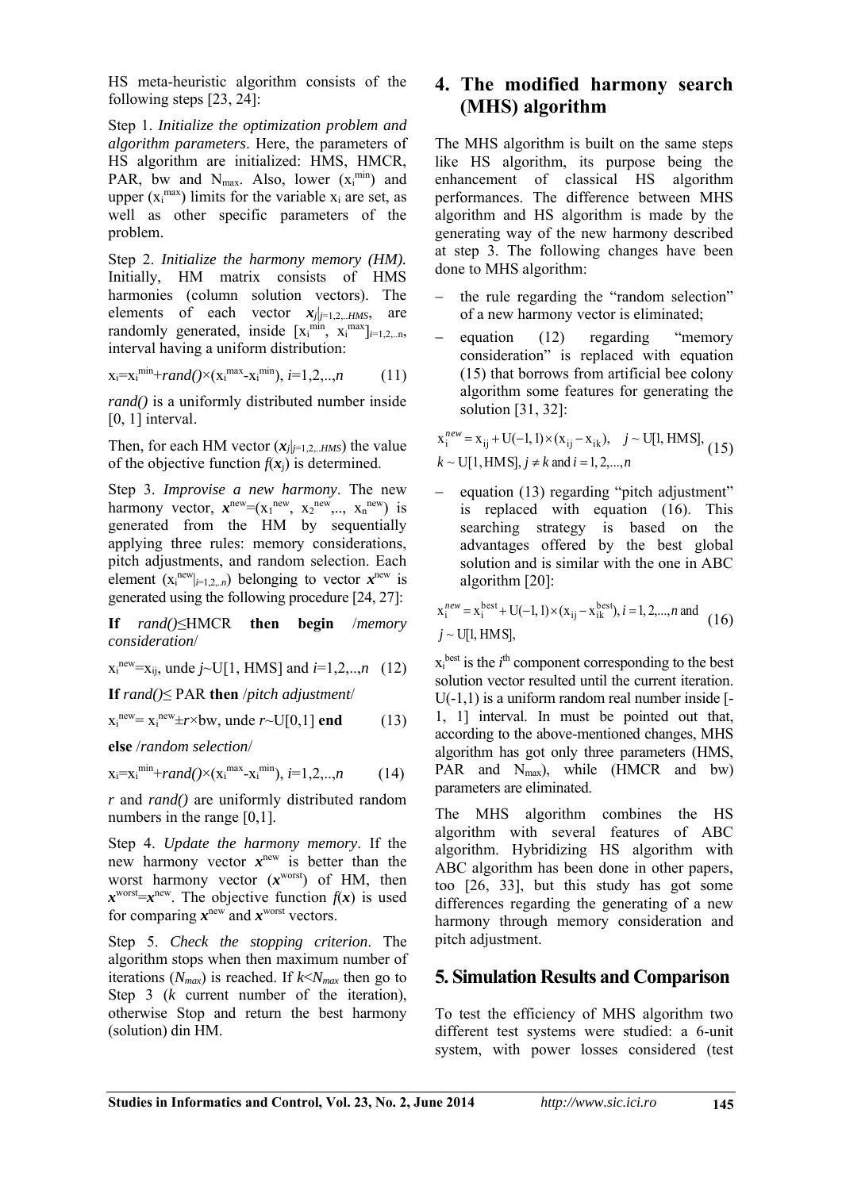HS meta-heuristic algorithm consists of the following steps [23, 24]:

Step 1. *Initialize the optimization problem and algorithm parameters*. Here, the parameters of HS algorithm are initialized: HMS, HMCR, PAR, bw and $N_{max}$. Also, lower ($x_i^{min}$) and upper ($x_i^{max}$) limits for the variable $x_i$ are set, as well as other specific parameters of the problem.

Step 2. *Initialize the harmony memory (HM).* Initially, HM matrix consists of HMS harmonies (column solution vectors). The elements of each vector $\boldsymbol{x}_j|_{j=1,2,..HMS}$, are randomly generated, inside $[x_i^{min}, x_i^{max}]_{i=1,2,..n}$, interval having a uniform distribution:

$$x_i=x_i^{min}+rand()\times(x_i^{max}-x_i^{min}),\ i=1,2,..,n \qquad (11)$$

*rand()* is a uniformly distributed number inside [0, 1] interval.

Then, for each HM vector ($\boldsymbol{x}_j|_{j=1,2,..HMS}$) the value of the objective function $f(\boldsymbol{x}_j)$ is determined.

Step 3. *Improvise a new harmony*. The new harmony vector, $\boldsymbol{x}^{new}=(x_1^{new}, x_2^{new},.., x_n^{new})$ is generated from the HM by sequentially applying three rules: memory considerations, pitch adjustments, and random selection. Each element ($x_i^{new}|_{i=1,2,..n}$) belonging to vector $\boldsymbol{x}^{new}$ is generated using the following procedure [24, 27]:

**If** *rand()*≤HMCR **then begin** /*memory consideration*/

$$x_i^{new}=x_{ij},\ \text{unde}\ j\sim U[1, HMS]\ \text{and}\ i=1,2,..,n \qquad (12)$$

**If** *rand()*≤ PAR **then** /*pitch adjustment*/

$$x_i^{new}= x_i^{new}\pm r\times bw,\ \text{unde}\ r\sim U[0,1]\ \textbf{end} \qquad (13)$$

**else** /*random selection*/

$$x_i=x_i^{min}+rand()\times(x_i^{max}-x_i^{min}),\ i=1,2,..,n \qquad (14)$$

*r* and *rand()* are uniformly distributed random numbers in the range [0,1].

Step 4. *Update the harmony memory*. If the new harmony vector $\boldsymbol{x}^{new}$ is better than the worst harmony vector ($\boldsymbol{x}^{worst}$) of HM, then $\boldsymbol{x}^{worst}=\boldsymbol{x}^{new}$. The objective function $f(\boldsymbol{x})$ is used for comparing $\boldsymbol{x}^{new}$ and $\boldsymbol{x}^{worst}$ vectors.

Step 5. *Check the stopping criterion*. The algorithm stops when then maximum number of iterations ($N_{max}$) is reached. If $k<N_{max}$ then go to Step 3 ($k$ current number of the iteration), otherwise Stop and return the best harmony (solution) din HM.

## 4. The modified harmony search (MHS) algorithm

The MHS algorithm is built on the same steps like HS algorithm, its purpose being the enhancement of classical HS algorithm performances. The difference between MHS algorithm and HS algorithm is made by the generating way of the new harmony described at step 3. The following changes have been done to MHS algorithm:

- the rule regarding the "random selection" of a new harmony vector is eliminated;
- equation (12) regarding "memory consideration" is replaced with equation (15) that borrows from artificial bee colony algorithm some features for generating the solution [31, 32]:

$$x_i^{new} = x_{ij} + U(-1,1)\times(x_{ij} - x_{ik}),\quad j \sim U[1, HMS],\ k \sim U[1, HMS],\ j \neq k \text{ and } i = 1, 2,..., n \qquad (15)$$

- equation (13) regarding "pitch adjustment" is replaced with equation (16). This searching strategy is based on the advantages offered by the best global solution and is similar with the one in ABC algorithm [20]:

$$x_i^{new} = x_i^{best} + U(-1,1)\times(x_{ij} - x_{ik}^{best}),\ i = 1, 2,..., n \text{ and } j \sim U[1, HMS], \qquad (16)$$

$x_i^{best}$ is the $i^{th}$ component corresponding to the best solution vector resulted until the current iteration. U(-1,1) is a uniform random real number inside [-1, 1] interval. In must be pointed out that, according to the above-mentioned changes, MHS algorithm has got only three parameters (HMS, PAR and $N_{max}$), while (HMCR and bw) parameters are eliminated.

The MHS algorithm combines the HS algorithm with several features of ABC algorithm. Hybridizing HS algorithm with ABC algorithm has been done in other papers, too [26, 33], but this study has got some differences regarding the generating of a new harmony through memory consideration and pitch adjustment.

## 5. Simulation Results and Comparison

To test the efficiency of MHS algorithm two different test systems were studied: a 6-unit system, with power losses considered (test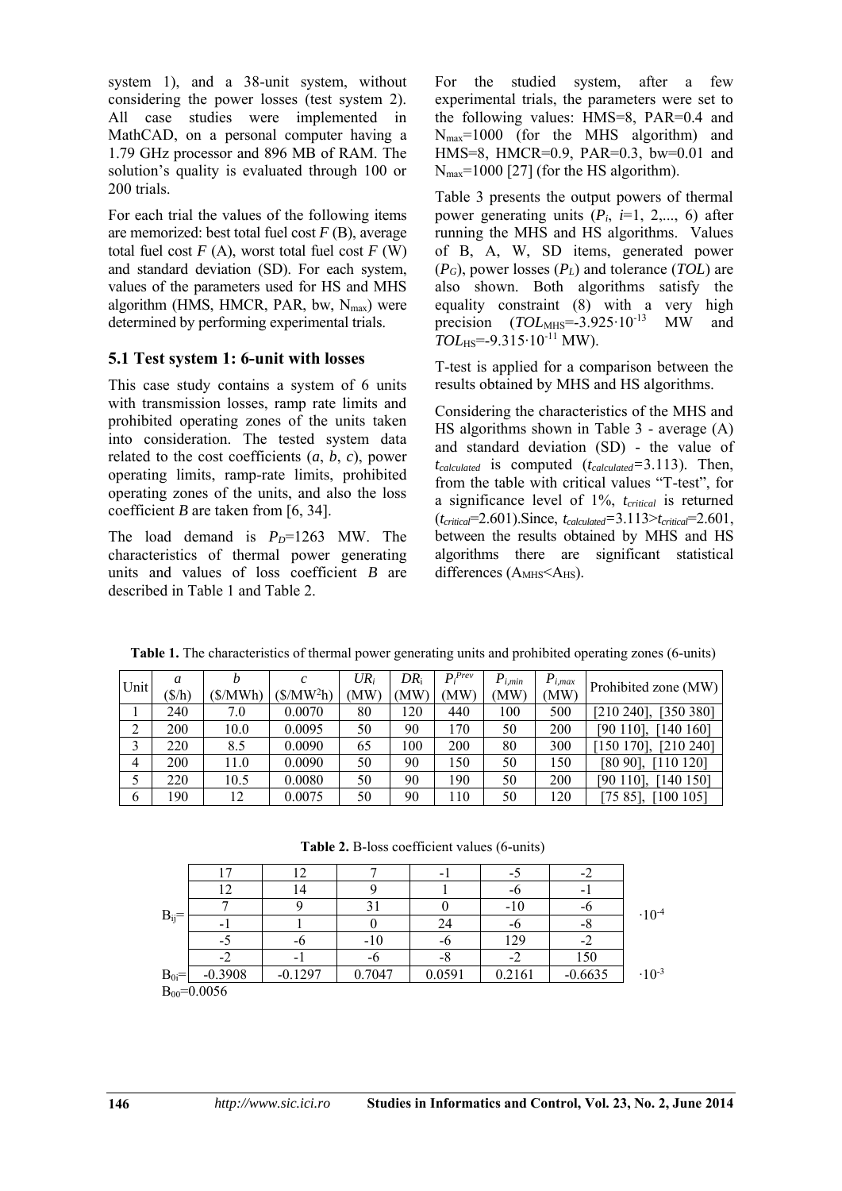system 1), and a 38-unit system, without considering the power losses (test system 2). All case studies were implemented in MathCAD, on a personal computer having a 1.79 GHz processor and 896 MB of RAM. The solution's quality is evaluated through 100 or 200 trials.

For each trial the values of the following items are memorized: best total fuel cost *F* (B), average total fuel cost *F* (A), worst total fuel cost *F* (W) and standard deviation (SD). For each system, values of the parameters used for HS and MHS algorithm (HMS, HMCR, PAR, bw, $N_{max}$) were determined by performing experimental trials.

### 5.1 Test system 1: 6-unit with losses

This case study contains a system of 6 units with transmission losses, ramp rate limits and prohibited operating zones of the units taken into consideration. The tested system data related to the cost coefficients (*a*, *b*, *c*), power operating limits, ramp-rate limits, prohibited operating zones of the units, and also the loss coefficient *B* are taken from [6, 34].

The load demand is $P_D$=1263 MW. The characteristics of thermal power generating units and values of loss coefficient *B* are described in Table 1 and Table 2.

For the studied system, after a few experimental trials, the parameters were set to the following values: HMS=8, PAR=0.4 and $N_{max}$=1000 (for the MHS algorithm) and HMS=8, HMCR=0.9, PAR=0.3, bw=0.01 and $N_{max}$=1000 [27] (for the HS algorithm).

Table 3 presents the output powers of thermal power generating units ($P_i$, $i$=1, 2,..., 6) after running the MHS and HS algorithms. Values of B, A, W, SD items, generated power ($P_G$), power losses ($P_L$) and tolerance (*TOL*) are also shown. Both algorithms satisfy the equality constraint (8) with a very high precision ($TOL_{MHS}$=$-3.925\cdot10^{-13}$ MW and $TOL_{HS}$=$-9.315\cdot10^{-11}$ MW).

T-test is applied for a comparison between the results obtained by MHS and HS algorithms.

Considering the characteristics of the MHS and HS algorithms shown in Table 3 - average (A) and standard deviation (SD) - the value of $t_{calculated}$ is computed ($t_{calculated}$=3.113). Then, from the table with critical values "T-test", for a significance level of 1%, $t_{critical}$ is returned ($t_{critical}$=2.601).Since, $t_{calculated}$=3.113>$t_{critical}$=2.601, between the results obtained by MHS and HS algorithms there are significant statistical differences ($A_{MHS}$<$A_{HS}$).

**Table 1.** The characteristics of thermal power generating units and prohibited operating zones (6-units)

| Unit | *a* ($/h) | *b* ($/MWh) | *c* ($/MW²h) | $UR_i$ (MW) | $DR_i$ (MW) | $P_i^{Prev}$ (MW) | $P_{i,min}$ (MW) | $P_{i,max}$ (MW) | Prohibited zone (MW) |
|---|---|---|---|---|---|---|---|---|---|
| 1 | 240 | 7.0 | 0.0070 | 80 | 120 | 440 | 100 | 500 | [210 240], [350 380] |
| 2 | 200 | 10.0 | 0.0095 | 50 | 90 | 170 | 50 | 200 | [90 110], [140 160] |
| 3 | 220 | 8.5 | 0.0090 | 65 | 100 | 200 | 80 | 300 | [150 170], [210 240] |
| 4 | 200 | 11.0 | 0.0090 | 50 | 90 | 150 | 50 | 150 | [80 90], [110 120] |
| 5 | 220 | 10.5 | 0.0080 | 50 | 90 | 190 | 50 | 200 | [90 110], [140 150] |
| 6 | 190 | 12 | 0.0075 | 50 | 90 | 110 | 50 | 120 | [75 85], [100 105] |

**Table 2.** B-loss coefficient values (6-units)

| | | | | | | | |
|---|---|---|---|---|---|---|---|
| $B_{ij}$= | 17 | 12 | 7 | -1 | -5 | -2 | $\cdot10^{-4}$ |
| | 12 | 14 | 9 | 1 | -6 | -1 | |
| | 7 | 9 | 31 | 0 | -10 | -6 | |
| | -1 | 1 | 0 | 24 | -6 | -8 | |
| | -5 | -6 | -10 | -6 | 129 | -2 | |
| | -2 | -1 | -6 | -8 | -2 | 150 | |
| $B_{0i}$= | -0.3908 | -0.1297 | 0.7047 | 0.0591 | 0.2161 | -0.6635 | $\cdot10^{-3}$ |

$B_{00}$=0.0056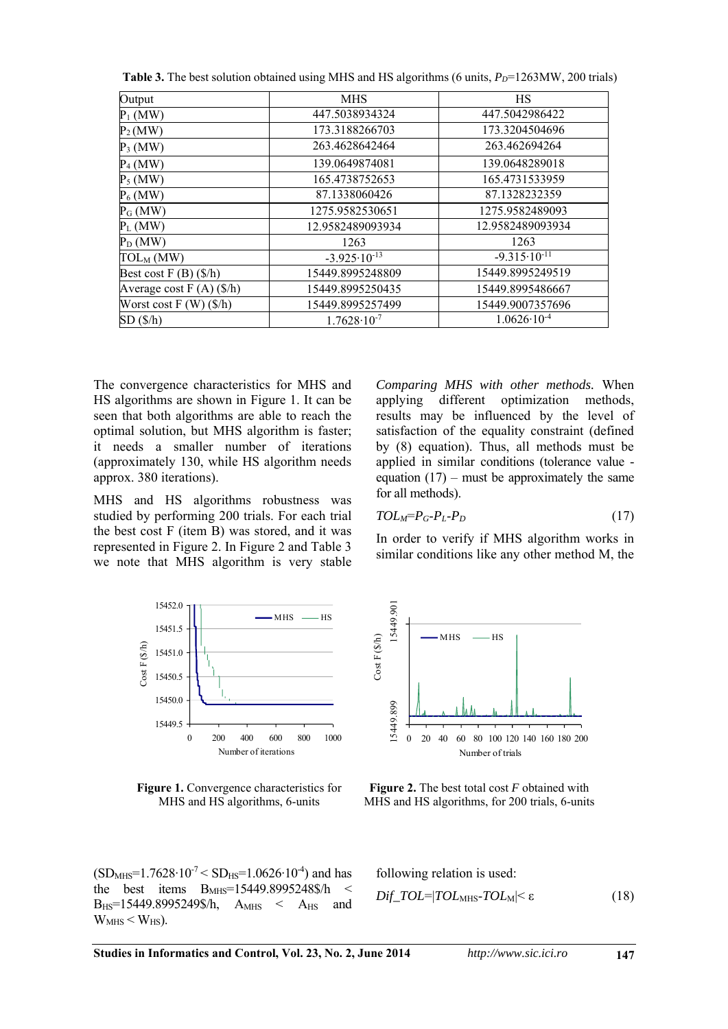**Table 3.** The best solution obtained using MHS and HS algorithms (6 units, $P_D$=1263MW, 200 trials)

| Output | MHS | HS |
|---|---|---|
| $P_1$ (MW) | 447.5038934324 | 447.5042986422 |
| $P_2$ (MW) | 173.3188266703 | 173.3204504696 |
| $P_3$ (MW) | 263.4628642464 | 263.462694264 |
| $P_4$ (MW) | 139.0649874081 | 139.0648289018 |
| $P_5$ (MW) | 165.4738752653 | 165.4731533959 |
| $P_6$ (MW) | 87.1338060426 | 87.1328232359 |
| $P_G$ (MW) | 1275.9582530651 | 1275.9582489093 |
| $P_L$ (MW) | 12.9582489093934 | 12.9582489093934 |
| $P_D$ (MW) | 1263 | 1263 |
| $TOL_M$ (MW) | $-3.925 \cdot 10^{-13}$ | $-9.315 \cdot 10^{-11}$ |
| Best cost F (B) ($/h) | 15449.8995248809 | 15449.8995249519 |
| Average cost F (A) ($/h) | 15449.8995250435 | 15449.8995486667 |
| Worst cost F (W) ($/h) | 15449.8995257499 | 15449.9007357696 |
| SD ($/h) | $1.7628 \cdot 10^{-7}$ | $1.0626 \cdot 10^{-4}$ |

The convergence characteristics for MHS and HS algorithms are shown in Figure 1. It can be seen that both algorithms are able to reach the optimal solution, but MHS algorithm is faster; it needs a smaller number of iterations (approximately 130, while HS algorithm needs approx. 380 iterations).

MHS and HS algorithms robustness was studied by performing 200 trials. For each trial the best cost F (item B) was stored, and it was represented in Figure 2. In Figure 2 and Table 3 we note that MHS algorithm is very stable ($SD_{MHS}=1.7628 \cdot 10^{-7} < SD_{HS}=1.0626 \cdot 10^{-4}$) and has the best items $B_{MHS}$=15449.8995248\$/h < $B_{HS}$=15449.8995249\$/h, $A_{MHS} < A_{HS}$ and $W_{MHS} < W_{HS}$).

**Figure 1.** Convergence characteristics for MHS and HS algorithms, 6-units

**Figure 2.** The best total cost $F$ obtained with MHS and HS algorithms, for 200 trials, 6-units

*Comparing MHS with other methods.* When applying different optimization methods, results may be influenced by the level of satisfaction of the equality constraint (defined by (8) equation). Thus, all methods must be applied in similar conditions (tolerance value - equation (17) – must be approximately the same for all methods).

$$TOL_M = P_G - P_L - P_D \qquad (17)$$

In order to verify if MHS algorithm works in similar conditions like any other method M, the following relation is used:

$$Dif\_TOL = |TOL_{MHS} - TOL_M| < \varepsilon \qquad (18)$$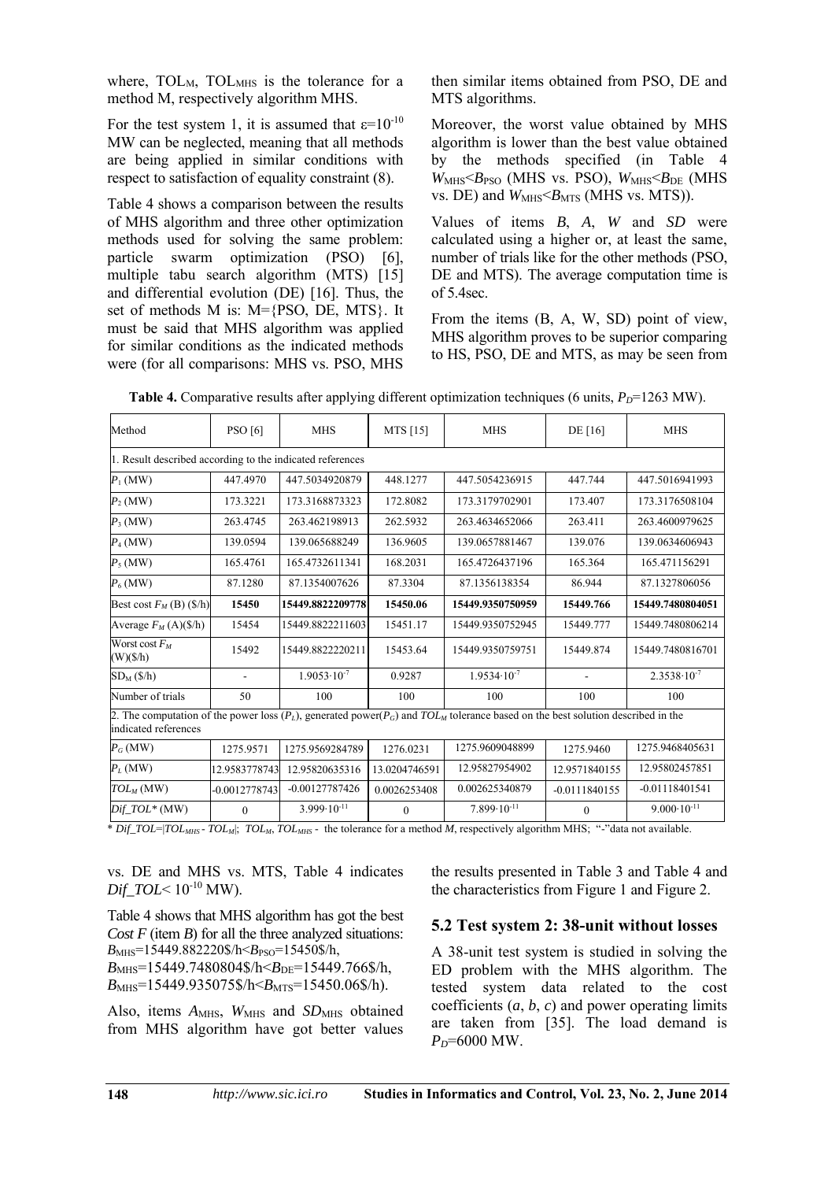where, $TOL_M$, $TOL_{MHS}$ is the tolerance for a method M, respectively algorithm MHS.

For the test system 1, it is assumed that $\varepsilon=10^{-10}$ MW can be neglected, meaning that all methods are being applied in similar conditions with respect to satisfaction of equality constraint (8).

Table 4 shows a comparison between the results of MHS algorithm and three other optimization methods used for solving the same problem: particle swarm optimization (PSO) [6], multiple tabu search algorithm (MTS) [15] and differential evolution (DE) [16]. Thus, the set of methods M is: M={PSO, DE, MTS}. It must be said that MHS algorithm was applied for similar conditions as the indicated methods were (for all comparisons: MHS vs. PSO, MHS vs. DE and MHS vs. MTS, Table 4 indicates $Dif\_TOL< 10^{-10}$ MW).

Table 4 shows that MHS algorithm has got the best *Cost F* (item *B*) for all the three analyzed situations: $B_{MHS}$=15449.882220\$/h<$B_{PSO}$=15450\$/h, $B_{MHS}$=15449.7480804\$/h<$B_{DE}$=15449.766\$/h, $B_{MHS}$=15449.935075\$/h<$B_{MTS}$=15450.06\$/h).

Also, items $A_{MHS}$, $W_{MHS}$ and $SD_{MHS}$ obtained from MHS algorithm have got better values then similar items obtained from PSO, DE and MTS algorithms.

Moreover, the worst value obtained by MHS algorithm is lower than the best value obtained by the methods specified (in Table 4 $W_{MHS}<B_{PSO}$ (MHS vs. PSO), $W_{MHS}<B_{DE}$ (MHS vs. DE) and $W_{MHS}<B_{MTS}$ (MHS vs. MTS)).

Values of items *B*, *A*, *W* and *SD* were calculated using a higher or, at least the same, number of trials like for the other methods (PSO, DE and MTS). The average computation time is of 5.4sec.

From the items (B, A, W, SD) point of view, MHS algorithm proves to be superior comparing to HS, PSO, DE and MTS, as may be seen from the results presented in Table 3 and Table 4 and the characteristics from Figure 1 and Figure 2.

**Table 4.** Comparative results after applying different optimization techniques (6 units, $P_D$=1263 MW).

| Method | PSO [6] | MHS | MTS [15] | MHS | DE [16] | MHS |
|---|---|---|---|---|---|---|
| 1. Result described according to the indicated references | | | | | | |
| $P_1$ (MW) | 447.4970 | 447.5034920879 | 448.1277 | 447.5054236915 | 447.744 | 447.5016941993 |
| $P_2$ (MW) | 173.3221 | 173.3168873323 | 172.8082 | 173.3179702901 | 173.407 | 173.3176508104 |
| $P_3$ (MW) | 263.4745 | 263.462198913 | 262.5932 | 263.4634652066 | 263.411 | 263.4600979625 |
| $P_4$ (MW) | 139.0594 | 139.065688249 | 136.9605 | 139.0657881467 | 139.076 | 139.0634606943 |
| $P_5$ (MW) | 165.4761 | 165.4732611341 | 168.2031 | 165.4726437196 | 165.364 | 165.471156291 |
| $P_6$ (MW) | 87.1280 | 87.1354007626 | 87.3304 | 87.1356138354 | 86.944 | 87.1327806056 |
| Best cost $F_M$ (B) (\$/h) | **15450** | **15449.8822209778** | **15450.06** | **15449.9350750959** | **15449.766** | **15449.7480804051** |
| Average $F_M$ (A)(\$/h) | 15454 | 15449.8822211603 | 15451.17 | 15449.9350752945 | 15449.777 | 15449.7480806214 |
| Worst cost $F_M$ (W)(\$/h) | 15492 | 15449.8822220211 | 15453.64 | 15449.9350759751 | 15449.874 | 15449.7480816701 |
| $SD_M$ (\$/h) | - | $1.9053\cdot10^{-7}$ | 0.9287 | $1.9534\cdot10^{-7}$ | - | $2.3538\cdot10^{-7}$ |
| Number of trials | 50 | 100 | 100 | 100 | 100 | 100 |
| 2. The computation of the power loss ($P_L$), generated power($P_G$) and $TOL_M$ tolerance based on the best solution described in the indicated references | | | | | | |
| $P_G$ (MW) | 1275.9571 | 1275.9569284789 | 1276.0231 | 1275.9609048899 | 1275.9460 | 1275.9468405631 |
| $P_L$ (MW) | 12.9583778743 | 12.95820635316 | 13.0204746591 | 12.95827954902 | 12.9571840155 | 12.95802457851 |
| $TOL_M$ (MW) | -0.0012778743 | -0.00127787426 | 0.0026253408 | 0.002625340879 | -0.0111840155 | -0.01118401541 |
| $Dif\_TOL$* (MW) | 0 | $3.999\cdot10^{-11}$ | 0 | $7.899\cdot10^{-11}$ | 0 | $9.000\cdot10^{-11}$ |

\* $Dif\_TOL=|TOL_{MHS} - TOL_M|$; $TOL_M$, $TOL_{MHS}$ - the tolerance for a method *M*, respectively algorithm MHS; "-"data not available.

## 5.2 Test system 2: 38-unit without losses

A 38-unit test system is studied in solving the ED problem with the MHS algorithm. The tested system data related to the cost coefficients (*a*, *b*, *c*) and power operating limits are taken from [35]. The load demand is $P_D$=6000 MW.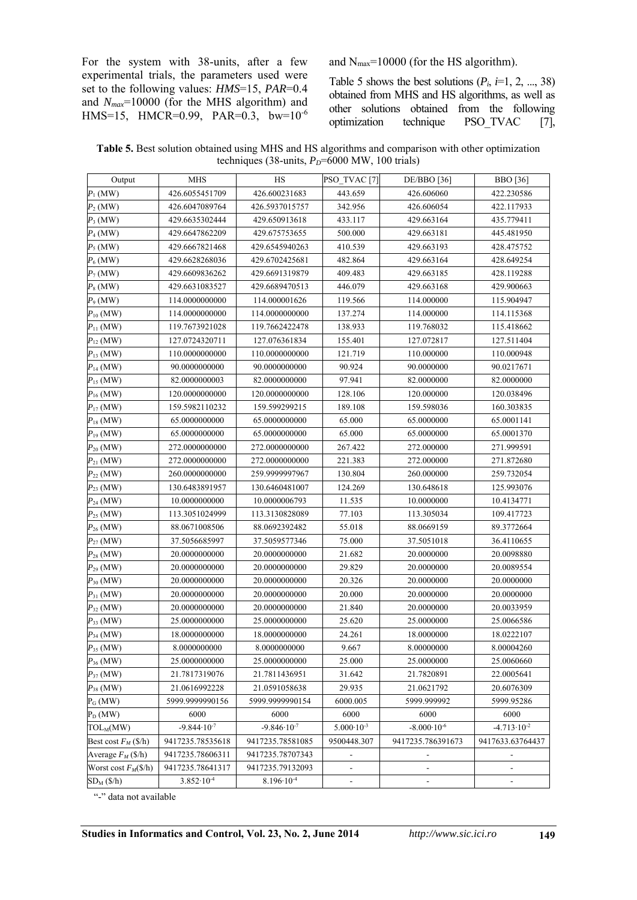For the system with 38-units, after a few experimental trials, the parameters used were set to the following values: $HMS$=15, $PAR$=0.4 and $N_{max}$=10000 (for the MHS algorithm) and HMS=15, HMCR=0.99, PAR=0.3, bw=$10^{-6}$ and $N_{max}$=10000 (for the HS algorithm).

Table 5 shows the best solutions ($P_i$, $i$=1, 2, ..., 38) obtained from MHS and HS algorithms, as well as other solutions obtained from the following optimization technique PSO_TVAC [7],

**Table 5.** Best solution obtained using MHS and HS algorithms and comparison with other optimization techniques (38-units, $P_D$=6000 MW, 100 trials)

| Output | MHS | HS | PSO_TVAC [7] | DE/BBO [36] | BBO [36] |
|---|---|---|---|---|---|
| $P_1$ (MW) | 426.6055451709 | 426.600231683 | 443.659 | 426.606060 | 422.230586 |
| $P_2$ (MW) | 426.6047089764 | 426.5937015757 | 342.956 | 426.606054 | 422.117933 |
| $P_3$ (MW) | 429.6635302444 | 429.650913618 | 433.117 | 429.663164 | 435.779411 |
| $P_4$ (MW) | 429.6647862209 | 429.675753655 | 500.000 | 429.663181 | 445.481950 |
| $P_5$ (MW) | 429.6667821468 | 429.6545940263 | 410.539 | 429.663193 | 428.475752 |
| $P_6$ (MW) | 429.6628268036 | 429.6702425681 | 482.864 | 429.663164 | 428.649254 |
| $P_7$ (MW) | 429.6609836262 | 429.6691319879 | 409.483 | 429.663185 | 428.119288 |
| $P_8$ (MW) | 429.6631083527 | 429.6689470513 | 446.079 | 429.663168 | 429.900663 |
| $P_9$ (MW) | 114.0000000000 | 114.000001626 | 119.566 | 114.000000 | 115.904947 |
| $P_{10}$ (MW) | 114.0000000000 | 114.0000000000 | 137.274 | 114.000000 | 114.115368 |
| $P_{11}$ (MW) | 119.7673921028 | 119.7662422478 | 138.933 | 119.768032 | 115.418662 |
| $P_{12}$ (MW) | 127.0724320711 | 127.076361834 | 155.401 | 127.072817 | 127.511404 |
| $P_{13}$ (MW) | 110.0000000000 | 110.0000000000 | 121.719 | 110.000000 | 110.000948 |
| $P_{14}$ (MW) | 90.0000000000 | 90.0000000000 | 90.924 | 90.0000000 | 90.0217671 |
| $P_{15}$ (MW) | 82.0000000003 | 82.0000000000 | 97.941 | 82.0000000 | 82.0000000 |
| $P_{16}$ (MW) | 120.0000000000 | 120.0000000000 | 128.106 | 120.000000 | 120.038496 |
| $P_{17}$ (MW) | 159.5982110232 | 159.599299215 | 189.108 | 159.598036 | 160.303835 |
| $P_{18}$ (MW) | 65.0000000000 | 65.0000000000 | 65.000 | 65.0000000 | 65.0001141 |
| $P_{19}$ (MW) | 65.0000000000 | 65.0000000000 | 65.000 | 65.0000000 | 65.0001370 |
| $P_{20}$ (MW) | 272.0000000000 | 272.0000000000 | 267.422 | 272.000000 | 271.999591 |
| $P_{21}$ (MW) | 272.0000000000 | 272.0000000000 | 221.383 | 272.000000 | 271.872680 |
| $P_{22}$ (MW) | 260.0000000000 | 259.9999997967 | 130.804 | 260.000000 | 259.732054 |
| $P_{23}$ (MW) | 130.6483891957 | 130.6460481007 | 124.269 | 130.648618 | 125.993076 |
| $P_{24}$ (MW) | 10.0000000000 | 10.0000006793 | 11.535 | 10.0000000 | 10.4134771 |
| $P_{25}$ (MW) | 113.3051024999 | 113.3130828089 | 77.103 | 113.305034 | 109.417723 |
| $P_{26}$ (MW) | 88.0671008506 | 88.0692392482 | 55.018 | 88.0669159 | 89.3772664 |
| $P_{27}$ (MW) | 37.5056685997 | 37.5059577346 | 75.000 | 37.5051018 | 36.4110655 |
| $P_{28}$ (MW) | 20.0000000000 | 20.0000000000 | 21.682 | 20.0000000 | 20.0098880 |
| $P_{29}$ (MW) | 20.0000000000 | 20.0000000000 | 29.829 | 20.0000000 | 20.0089554 |
| $P_{30}$ (MW) | 20.0000000000 | 20.0000000000 | 20.326 | 20.0000000 | 20.0000000 |
| $P_{31}$ (MW) | 20.0000000000 | 20.0000000000 | 20.000 | 20.0000000 | 20.0000000 |
| $P_{32}$ (MW) | 20.0000000000 | 20.0000000000 | 21.840 | 20.0000000 | 20.0033959 |
| $P_{33}$ (MW) | 25.0000000000 | 25.0000000000 | 25.620 | 25.0000000 | 25.0066586 |
| $P_{34}$ (MW) | 18.0000000000 | 18.0000000000 | 24.261 | 18.0000000 | 18.0222107 |
| $P_{35}$ (MW) | 8.0000000000 | 8.0000000000 | 9.667 | 8.00000000 | 8.00004260 |
| $P_{36}$ (MW) | 25.0000000000 | 25.0000000000 | 25.000 | 25.0000000 | 25.0060660 |
| $P_{37}$ (MW) | 21.7817319076 | 21.7811436951 | 31.642 | 21.7820891 | 22.0005641 |
| $P_{38}$ (MW) | 21.0616992228 | 21.0591058638 | 29.935 | 21.0621792 | 20.6076309 |
| $P_G$ (MW) | 5999.9999990156 | 5999.9999990154 | 6000.005 | 5999.999992 | 5999.95286 |
| $P_D$ (MW) | 6000 | 6000 | 6000 | 6000 | 6000 |
| $TOL_M$(MW) | $-9.844\cdot10^{-7}$ | $-9.846\cdot10^{-7}$ | $5.000\cdot10^{-3}$ | $-8.000\cdot10^{-6}$ | $-4.713\cdot10^{-2}$ |
| Best cost $F_M$ (\$/h) | 9417235.78535618 | 9417235.78581085 | 9500448.307 | 9417235.786391673 | 9417633.63764437 |
| Average $F_M$ (\$/h) | 9417235.78606311 | 9417235.78707343 | - | - | - |
| Worst cost $F_M$(\$/h) | 9417235.78641317 | 9417235.79132093 | - | - | - |
| $SD_M$ (\$/h) | $3.852\cdot10^{-4}$ | $8.196\cdot10^{-4}$ | - | - | - |

"-" data not available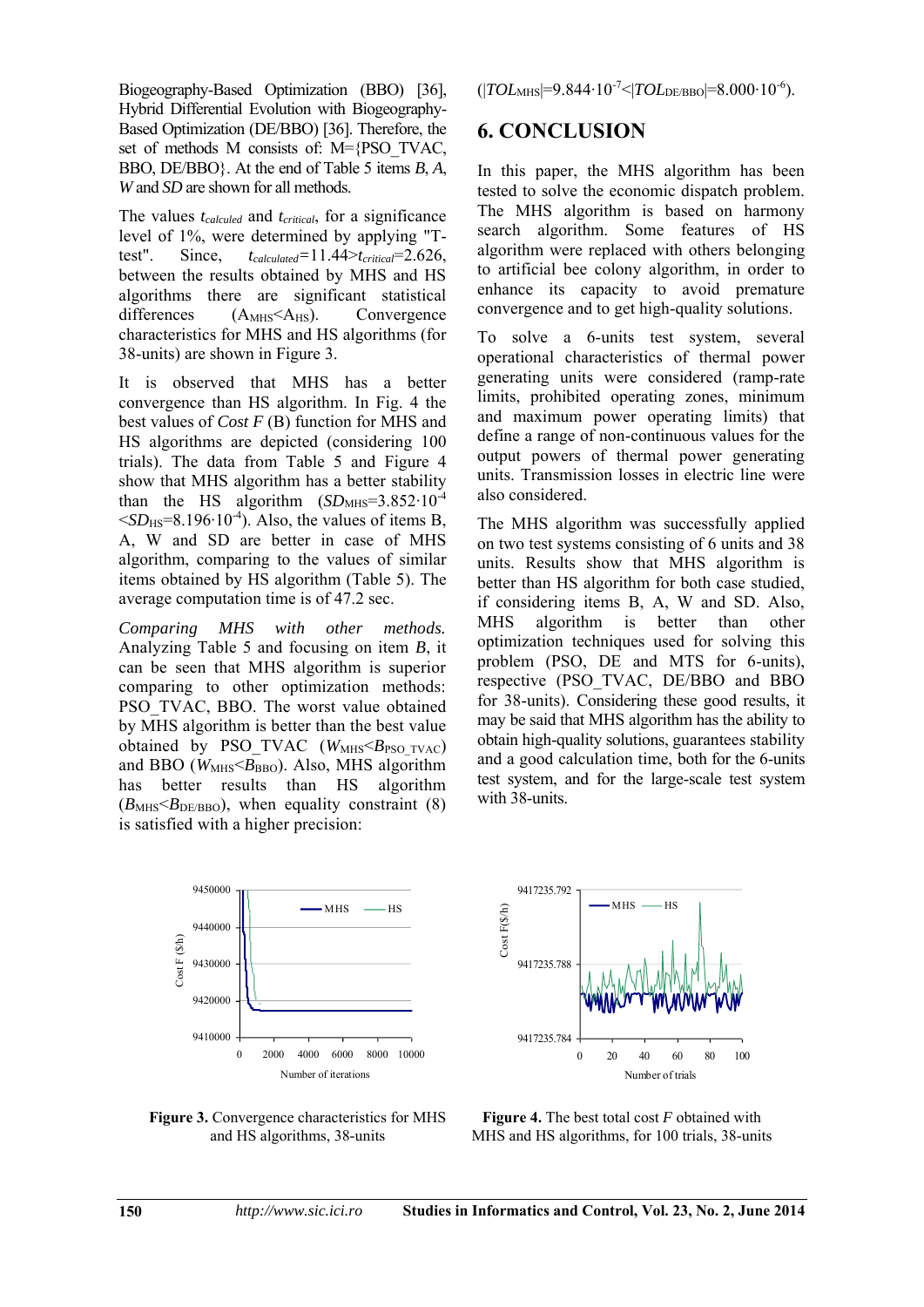Biogeography-Based Optimization (BBO) [36], Hybrid Differential Evolution with Biogeography-Based Optimization (DE/BBO) [36]. Therefore, the set of methods M consists of: M={PSO_TVAC, BBO, DE/BBO}. At the end of Table 5 items *B*, *A*, *W* and *SD* are shown for all methods.

The values $t_{calculed}$ and $t_{critical}$, for a significance level of 1%, were determined by applying "T-test". Since, $t_{calculated}=11.44>t_{critical}=2.626$, between the results obtained by MHS and HS algorithms there are significant statistical differences ($A_{MHS}<A_{HS}$). Convergence characteristics for MHS and HS algorithms (for 38-units) are shown in Figure 3.

It is observed that MHS has a better convergence than HS algorithm. In Fig. 4 the best values of *Cost F* (B) function for MHS and HS algorithms are depicted (considering 100 trials). The data from Table 5 and Figure 4 show that MHS algorithm has a better stability than the HS algorithm ($SD_{MHS}=3.852\cdot10^{-4}<SD_{HS}=8.196\cdot10^{-4}$). Also, the values of items B, A, W and SD are better in case of MHS algorithm, comparing to the values of similar items obtained by HS algorithm (Table 5). The average computation time is of 47.2 sec.

*Comparing MHS with other methods.* Analyzing Table 5 and focusing on item *B*, it can be seen that MHS algorithm is superior comparing to other optimization methods: PSO_TVAC, BBO. The worst value obtained by MHS algorithm is better than the best value obtained by PSO_TVAC ($W_{MHS}<B_{PSO\_TVAC}$) and BBO ($W_{MHS}<B_{BBO}$). Also, MHS algorithm has better results than HS algorithm ($B_{MHS}<B_{DE/BBO}$), when equality constraint (8) is satisfied with a higher precision:

($|TOL_{MHS}|=9.844\cdot10^{-7}<|TOL_{DE/BBO}|=8.000\cdot10^{-6}$).

## 6. CONCLUSION

In this paper, the MHS algorithm has been tested to solve the economic dispatch problem. The MHS algorithm is based on harmony search algorithm. Some features of HS algorithm were replaced with others belonging to artificial bee colony algorithm, in order to enhance its capacity to avoid premature convergence and to get high-quality solutions.

To solve a 6-units test system, several operational characteristics of thermal power generating units were considered (ramp-rate limits, prohibited operating zones, minimum and maximum power operating limits) that define a range of non-continuous values for the output powers of thermal power generating units. Transmission losses in electric line were also considered.

The MHS algorithm was successfully applied on two test systems consisting of 6 units and 38 units. Results show that MHS algorithm is better than HS algorithm for both case studied, if considering items B, A, W and SD. Also, MHS algorithm is better than other optimization techniques used for solving this problem (PSO, DE and MTS for 6-units), respective (PSO_TVAC, DE/BBO and BBO for 38-units). Considering these good results, it may be said that MHS algorithm has the ability to obtain high-quality solutions, guarantees stability and a good calculation time, both for the 6-units test system, and for the large-scale test system with 38-units.

**Figure 3.** Convergence characteristics for MHS and HS algorithms, 38-units

**Figure 4.** The best total cost *F* obtained with MHS and HS algorithms, for 100 trials, 38-units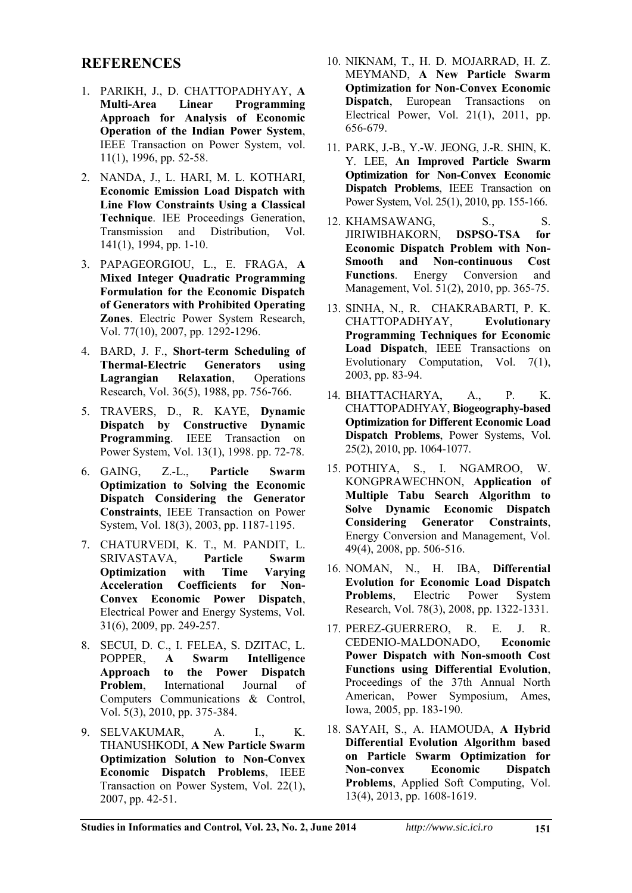## REFERENCES

1. PARIKH, J., D. CHATTOPADHYAY, **A Multi-Area Linear Programming Approach for Analysis of Economic Operation of the Indian Power System**, IEEE Transaction on Power System, vol. 11(1), 1996, pp. 52-58.
2. NANDA, J., L. HARI, M. L. KOTHARI, **Economic Emission Load Dispatch with Line Flow Constraints Using a Classical Technique**. IEE Proceedings Generation, Transmission and Distribution, Vol. 141(1), 1994, pp. 1-10.
3. PAPAGEORGIOU, L., E. FRAGA, **A Mixed Integer Quadratic Programming Formulation for the Economic Dispatch of Generators with Prohibited Operating Zones**. Electric Power System Research, Vol. 77(10), 2007, pp. 1292-1296.
4. BARD, J. F., **Short-term Scheduling of Thermal-Electric Generators using Lagrangian Relaxation**, Operations Research, Vol. 36(5), 1988, pp. 756-766.
5. TRAVERS, D., R. KAYE, **Dynamic Dispatch by Constructive Dynamic Programming**. IEEE Transaction on Power System, Vol. 13(1), 1998. pp. 72-78.
6. GAING, Z.-L., **Particle Swarm Optimization to Solving the Economic Dispatch Considering the Generator Constraints**, IEEE Transaction on Power System, Vol. 18(3), 2003, pp. 1187-1195.
7. CHATURVEDI, K. T., M. PANDIT, L. SRIVASTAVA, **Particle Swarm Optimization with Time Varying Acceleration Coefficients for Non-Convex Economic Power Dispatch**, Electrical Power and Energy Systems, Vol. 31(6), 2009, pp. 249-257.
8. SECUI, D. C., I. FELEA, S. DZITAC, L. POPPER, **A Swarm Intelligence Approach to the Power Dispatch Problem**, International Journal of Computers Communications & Control, Vol. 5(3), 2010, pp. 375-384.
9. SELVAKUMAR, A. I., K. THANUSHKODI, **A New Particle Swarm Optimization Solution to Non-Convex Economic Dispatch Problems**, IEEE Transaction on Power System, Vol. 22(1), 2007, pp. 42-51.
10. NIKNAM, T., H. D. MOJARRAD, H. Z. MEYMAND, **A New Particle Swarm Optimization for Non-Convex Economic Dispatch**, European Transactions on Electrical Power, Vol. 21(1), 2011, pp. 656-679.
11. PARK, J.-B., Y.-W. JEONG, J.-R. SHIN, K. Y. LEE, **An Improved Particle Swarm Optimization for Non-Convex Economic Dispatch Problems**, IEEE Transaction on Power System, Vol. 25(1), 2010, pp. 155-166.
12. KHAMSAWANG, S., S. JIRIWIBHAKORN, **DSPSO-TSA for Economic Dispatch Problem with Non-Smooth and Non-continuous Cost Functions**. Energy Conversion and Management, Vol. 51(2), 2010, pp. 365-75.
13. SINHA, N., R. CHAKRABARTI, P. K. CHATTOPADHYAY, **Evolutionary Programming Techniques for Economic Load Dispatch**, IEEE Transactions on Evolutionary Computation, Vol. 7(1), 2003, pp. 83-94.
14. BHATTACHARYA, A., P. K. CHATTOPADHYAY, **Biogeography-based Optimization for Different Economic Load Dispatch Problems**, Power Systems, Vol. 25(2), 2010, pp. 1064-1077.
15. POTHIYA, S., I. NGAMROO, W. KONGPRAWECHNON, **Application of Multiple Tabu Search Algorithm to Solve Dynamic Economic Dispatch Considering Generator Constraints**, Energy Conversion and Management, Vol. 49(4), 2008, pp. 506-516.
16. NOMAN, N., H. IBA, **Differential Evolution for Economic Load Dispatch Problems**, Electric Power System Research, Vol. 78(3), 2008, pp. 1322-1331.
17. PEREZ-GUERRERO, R. E. J. R. CEDENIO-MALDONADO, **Economic Power Dispatch with Non-smooth Cost Functions using Differential Evolution**, Proceedings of the 37th Annual North American, Power Symposium, Ames, Iowa, 2005, pp. 183-190.
18. SAYAH, S., A. HAMOUDA, **A Hybrid Differential Evolution Algorithm based on Particle Swarm Optimization for Non-convex Economic Dispatch Problems**, Applied Soft Computing, Vol. 13(4), 2013, pp. 1608-1619.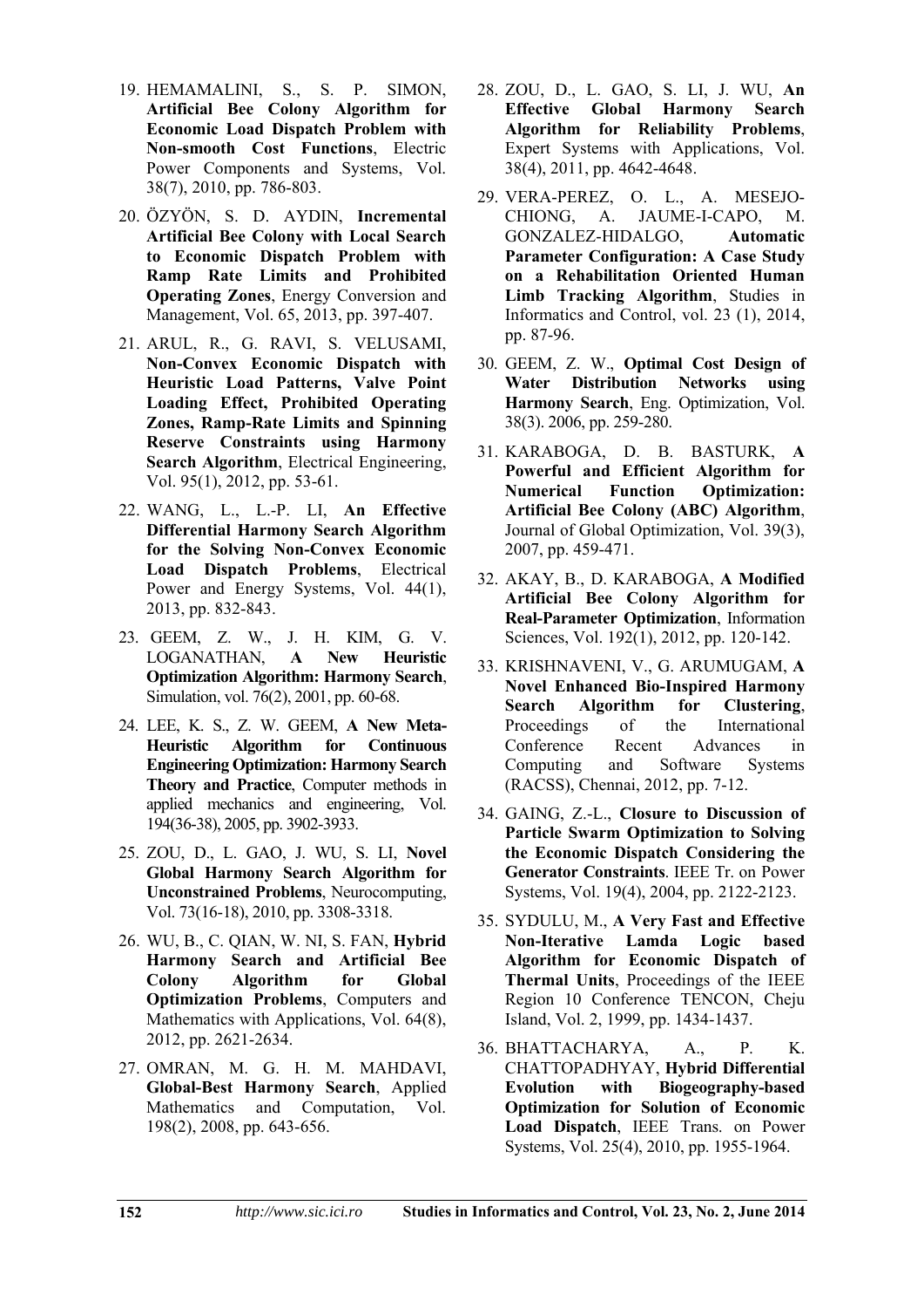19. HEMAMALINI, S., S. P. SIMON, **Artificial Bee Colony Algorithm for Economic Load Dispatch Problem with Non-smooth Cost Functions**, Electric Power Components and Systems, Vol. 38(7), 2010, pp. 786-803.

20. ÖZYÖN, S. D. AYDIN, **Incremental Artificial Bee Colony with Local Search to Economic Dispatch Problem with Ramp Rate Limits and Prohibited Operating Zones**, Energy Conversion and Management, Vol. 65, 2013, pp. 397-407.

21. ARUL, R., G. RAVI, S. VELUSAMI, **Non-Convex Economic Dispatch with Heuristic Load Patterns, Valve Point Loading Effect, Prohibited Operating Zones, Ramp-Rate Limits and Spinning Reserve Constraints using Harmony Search Algorithm**, Electrical Engineering, Vol. 95(1), 2012, pp. 53-61.

22. WANG, L., L.-P. LI, **An Effective Differential Harmony Search Algorithm for the Solving Non-Convex Economic Load Dispatch Problems**, Electrical Power and Energy Systems, Vol. 44(1), 2013, pp. 832-843.

23. GEEM, Z. W., J. H. KIM, G. V. LOGANATHAN, **A New Heuristic Optimization Algorithm: Harmony Search**, Simulation, vol. 76(2), 2001, pp. 60-68.

24. LEE, K. S., Z. W. GEEM, **A New Meta-Heuristic Algorithm for Continuous Engineering Optimization: Harmony Search Theory and Practice**, Computer methods in applied mechanics and engineering, Vol. 194(36-38), 2005, pp. 3902-3933.

25. ZOU, D., L. GAO, J. WU, S. LI, **Novel Global Harmony Search Algorithm for Unconstrained Problems**, Neurocomputing, Vol. 73(16-18), 2010, pp. 3308-3318.

26. WU, B., C. QIAN, W. NI, S. FAN, **Hybrid Harmony Search and Artificial Bee Colony Algorithm for Global Optimization Problems**, Computers and Mathematics with Applications, Vol. 64(8), 2012, pp. 2621-2634.

27. OMRAN, M. G. H. M. MAHDAVI, **Global-Best Harmony Search**, Applied Mathematics and Computation, Vol. 198(2), 2008, pp. 643-656.

28. ZOU, D., L. GAO, S. LI, J. WU, **An Effective Global Harmony Search Algorithm for Reliability Problems**, Expert Systems with Applications, Vol. 38(4), 2011, pp. 4642-4648.

29. VERA-PEREZ, O. L., A. MESEJO-CHIONG, A. JAUME-I-CAPO, M. GONZALEZ-HIDALGO, **Automatic Parameter Configuration: A Case Study on a Rehabilitation Oriented Human Limb Tracking Algorithm**, Studies in Informatics and Control, vol. 23 (1), 2014, pp. 87-96.

30. GEEM, Z. W., **Optimal Cost Design of Water Distribution Networks using Harmony Search**, Eng. Optimization, Vol. 38(3). 2006, pp. 259-280.

31. KARABOGA, D. B. BASTURK, **A Powerful and Efficient Algorithm for Numerical Function Optimization: Artificial Bee Colony (ABC) Algorithm**, Journal of Global Optimization, Vol. 39(3), 2007, pp. 459-471.

32. AKAY, B., D. KARABOGA, **A Modified Artificial Bee Colony Algorithm for Real-Parameter Optimization**, Information Sciences, Vol. 192(1), 2012, pp. 120-142.

33. KRISHNAVENI, V., G. ARUMUGAM, **A Novel Enhanced Bio-Inspired Harmony Search Algorithm for Clustering**, Proceedings of the International Conference Recent Advances in Computing and Software Systems (RACSS), Chennai, 2012, pp. 7-12.

34. GAING, Z.-L., **Closure to Discussion of Particle Swarm Optimization to Solving the Economic Dispatch Considering the Generator Constraints**. IEEE Tr. on Power Systems, Vol. 19(4), 2004, pp. 2122-2123.

35. SYDULU, M., **A Very Fast and Effective Non-Iterative Lamda Logic based Algorithm for Economic Dispatch of Thermal Units**, Proceedings of the IEEE Region 10 Conference TENCON, Cheju Island, Vol. 2, 1999, pp. 1434-1437.

36. BHATTACHARYA, A., P. K. CHATTOPADHYAY, **Hybrid Differential Evolution with Biogeography-based Optimization for Solution of Economic Load Dispatch**, IEEE Trans. on Power Systems, Vol. 25(4), 2010, pp. 1955-1964.